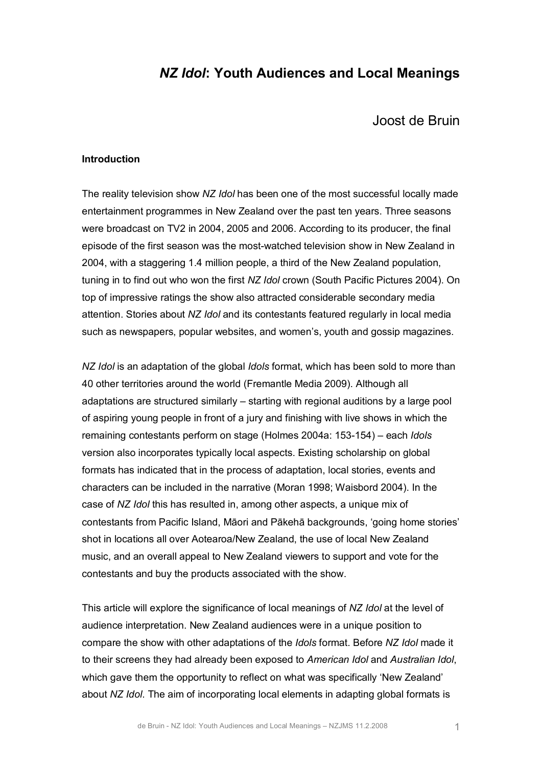# *NZ Idol*: Youth Audiences and Local Meanings

Joost de Bruin

## Introduction

The reality television show *NZ Idol* has been one of the most successful locally made entertainment programmes in New Zealand over the past ten years. Three seasons were broadcast on TV2 in 2004, 2005 and 2006. According to its producer, the final episode of the first season was the most-watched television show in New Zealand in 2004, with a staggering 1.4 million people, a third of the New Zealand population, tuning in to find out who won the first *NZ Idol* crown (South Pacific Pictures 2004). On top of impressive ratings the show also attracted considerable secondary media attention. Stories about *NZ Idol* and its contestants featured regularly in local media such as newspapers, popular websites, and women's, youth and gossip magazines.

*NZ Idol* is an adaptation of the global *Idols* format, which has been sold to more than 40 other territories around the world (Fremantle Media 2009). Although all adaptations are structured similarly – starting with regional auditions by a large pool of aspiring young people in front of a jury and finishing with live shows in which the remaining contestants perform on stage (Holmes 2004a: 153-154) – each *Idols* version also incorporates typically local aspects. Existing scholarship on global formats has indicated that in the process of adaptation, local stories, events and characters can be included in the narrative (Moran 1998; Waisbord 2004). In the case of *NZ Idol* this has resulted in, among other aspects, a unique mix of contestants from Pacific Island, Māori and Pākehā backgrounds, 'going home stories' shot in locations all over Aotearoa/New Zealand, the use of local New Zealand music, and an overall appeal to New Zealand viewers to support and vote for the contestants and buy the products associated with the show.

This article will explore the significance of local meanings of *NZ Idol* at the level of audience interpretation. New Zealand audiences were in a unique position to compare the show with other adaptations of the *Idols* format. Before *NZ Idol* made it to their screens they had already been exposed to *American Idol* and *Australian Idol*, which gave them the opportunity to reflect on what was specifically 'New Zealand' about *NZ Idol*. The aim of incorporating local elements in adapting global formats is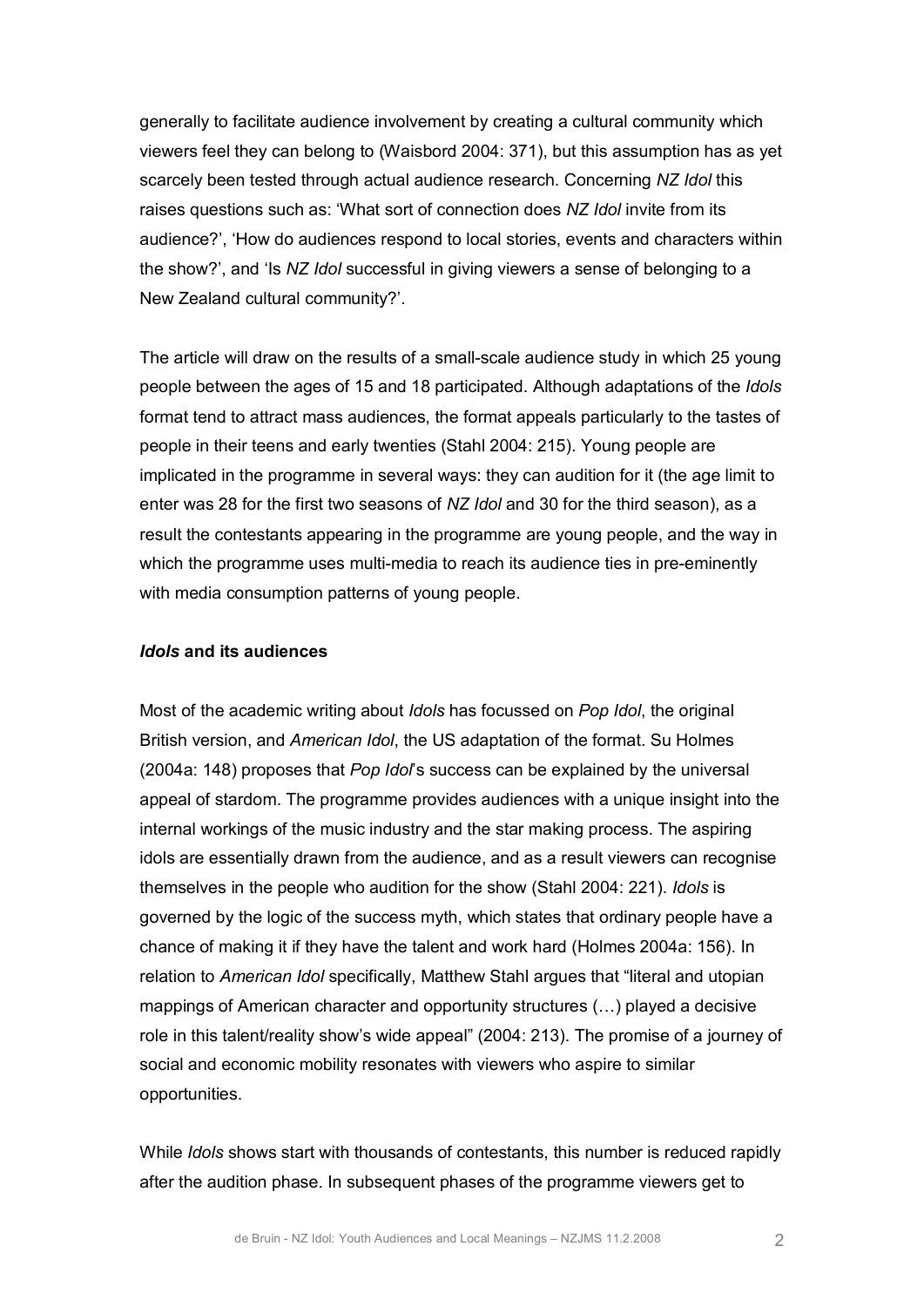generally to facilitate audience involvement by creating a cultural community which viewers feel they can belong to (Waisbord 2004: 371), but this assumption has as yet scarcely been tested through actual audience research. Concerning *NZ Idol* this raises questions such as: 'What sort of connection does *NZ Idol* invite from its audience?', 'How do audiences respond to local stories, events and characters within the show?', and 'Is *NZ Idol* successful in giving viewers a sense of belonging to a New Zealand cultural community?'.

The article will draw on the results of a small-scale audience study in which 25 young people between the ages of 15 and 18 participated. Although adaptations of the *Idols* format tend to attract mass audiences, the format appeals particularly to the tastes of people in their teens and early twenties (Stahl 2004: 215). Young people are implicated in the programme in several ways: they can audition for it (the age limit to enter was 28 for the first two seasons of *NZ Idol* and 30 for the third season), as a result the contestants appearing in the programme are young people, and the way in which the programme uses multi-media to reach its audience ties in pre-eminently with media consumption patterns of young people.

## *Idols* and its audiences

Most of the academic writing about *Idols* has focussed on *Pop Idol*, the original British version, and *American Idol*, the US adaptation of the format. Su Holmes (2004a: 148) proposes that *Pop Idol*'s success can be explained by the universal appeal of stardom. The programme provides audiences with a unique insight into the internal workings of the music industry and the star making process. The aspiring idols are essentially drawn from the audience, and as a result viewers can recognise themselves in the people who audition for the show (Stahl 2004: 221). *Idols* is governed by the logic of the success myth, which states that ordinary people have a chance of making it if they have the talent and work hard (Holmes 2004a: 156). In relation to *American Idol* specifically, Matthew Stahl argues that "literal and utopian mappings of American character and opportunity structures (…) played a decisive role in this talent/reality show's wide appeal" (2004: 213). The promise of a journey of social and economic mobility resonates with viewers who aspire to similar opportunities.

While *Idols* shows start with thousands of contestants, this number is reduced rapidly after the audition phase. In subsequent phases of the programme viewers get to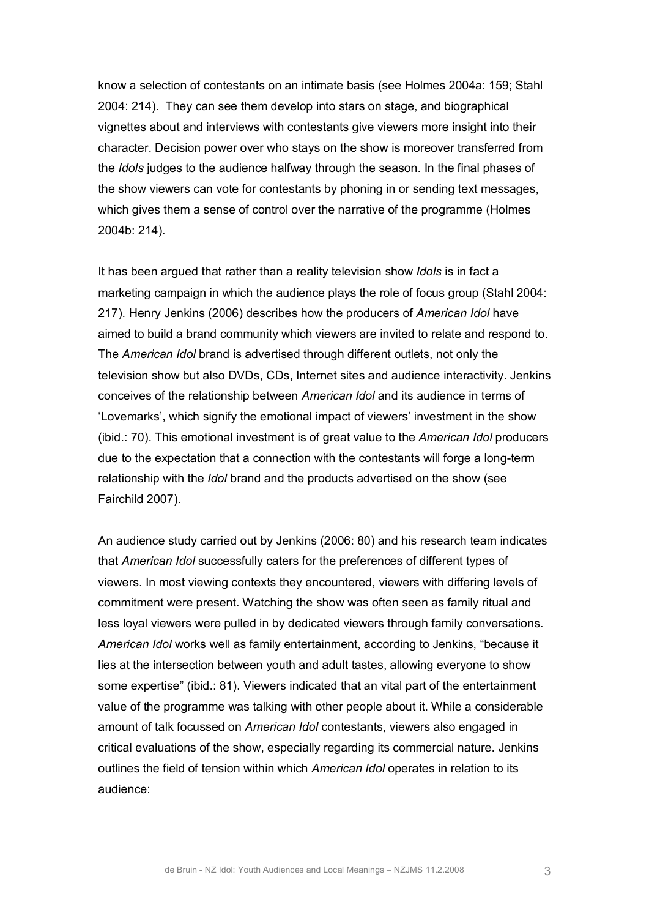know a selection of contestants on an intimate basis (see Holmes 2004a: 159; Stahl 2004: 214). They can see them develop into stars on stage, and biographical vignettes about and interviews with contestants give viewers more insight into their character. Decision power over who stays on the show is moreover transferred from the *Idols* judges to the audience halfway through the season. In the final phases of the show viewers can vote for contestants by phoning in or sending text messages, which gives them a sense of control over the narrative of the programme (Holmes 2004b: 214).

It has been argued that rather than a reality television show *Idols* is in fact a marketing campaign in which the audience plays the role of focus group (Stahl 2004: 217). Henry Jenkins (2006) describes how the producers of *American Idol* have aimed to build a brand community which viewers are invited to relate and respond to. The *American Idol* brand is advertised through different outlets, not only the television show but also DVDs, CDs, Internet sites and audience interactivity. Jenkins conceives of the relationship between *American Idol* and its audience in terms of 'Lovemarks', which signify the emotional impact of viewers' investment in the show (ibid.: 70). This emotional investment is of great value to the *American Idol* producers due to the expectation that a connection with the contestants will forge a long-term relationship with the *Idol* brand and the products advertised on the show (see Fairchild 2007).

An audience study carried out by Jenkins (2006: 80) and his research team indicates that *American Idol* successfully caters for the preferences of different types of viewers. In most viewing contexts they encountered, viewers with differing levels of commitment were present. Watching the show was often seen as family ritual and less loyal viewers were pulled in by dedicated viewers through family conversations. *American Idol* works well as family entertainment, according to Jenkins, "because it lies at the intersection between youth and adult tastes, allowing everyone to show some expertise" (ibid.: 81). Viewers indicated that an vital part of the entertainment value of the programme was talking with other people about it. While a considerable amount of talk focussed on *American Idol* contestants, viewers also engaged in critical evaluations of the show, especially regarding its commercial nature. Jenkins outlines the field of tension within which *American Idol* operates in relation to its audience: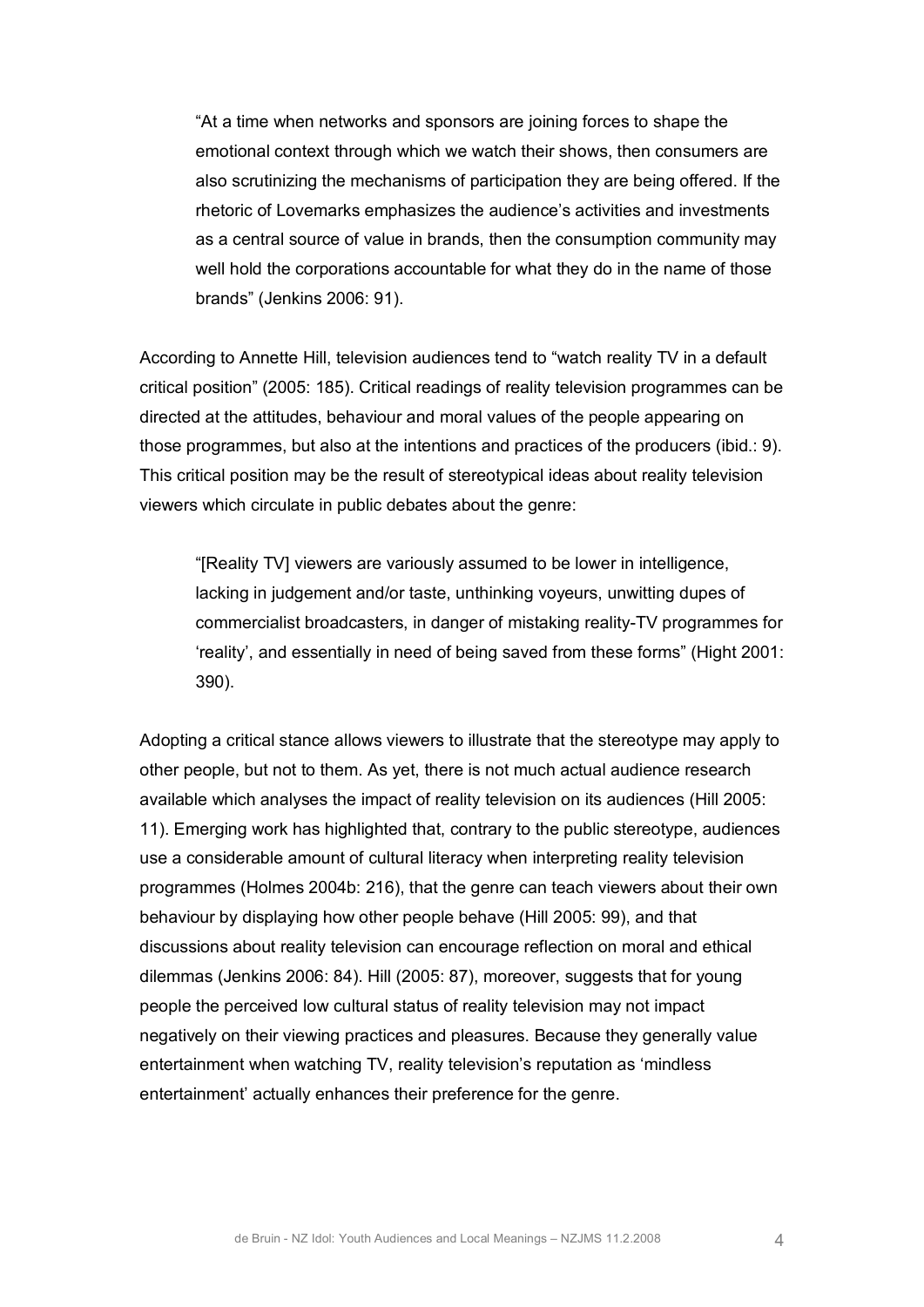> "At a time when networks and sponsors are joining forces to shape the emotional context through which we watch their shows, then consumers are also scrutinizing the mechanisms of participation they are being offered. If the rhetoric of Lovemarks emphasizes the audience's activities and investments as a central source of value in brands, then the consumption community may well hold the corporations accountable for what they do in the name of those brands" (Jenkins 2006: 91).

According to Annette Hill, television audiences tend to "watch reality TV in a default critical position" (2005: 185). Critical readings of reality television programmes can be directed at the attitudes, behaviour and moral values of the people appearing on those programmes, but also at the intentions and practices of the producers (ibid.: 9). This critical position may be the result of stereotypical ideas about reality television viewers which circulate in public debates about the genre:

> "[Reality TV] viewers are variously assumed to be lower in intelligence, lacking in judgement and/or taste, unthinking voyeurs, unwitting dupes of commercialist broadcasters, in danger of mistaking reality-TV programmes for 'reality', and essentially in need of being saved from these forms" (Hight 2001: 390).

Adopting a critical stance allows viewers to illustrate that the stereotype may apply to other people, but not to them. As yet, there is not much actual audience research available which analyses the impact of reality television on its audiences (Hill 2005: 11). Emerging work has highlighted that, contrary to the public stereotype, audiences use a considerable amount of cultural literacy when interpreting reality television programmes (Holmes 2004b: 216), that the genre can teach viewers about their own behaviour by displaying how other people behave (Hill 2005: 99), and that discussions about reality television can encourage reflection on moral and ethical dilemmas (Jenkins 2006: 84). Hill (2005: 87), moreover, suggests that for young people the perceived low cultural status of reality television may not impact negatively on their viewing practices and pleasures. Because they generally value entertainment when watching TV, reality television's reputation as 'mindless entertainment' actually enhances their preference for the genre.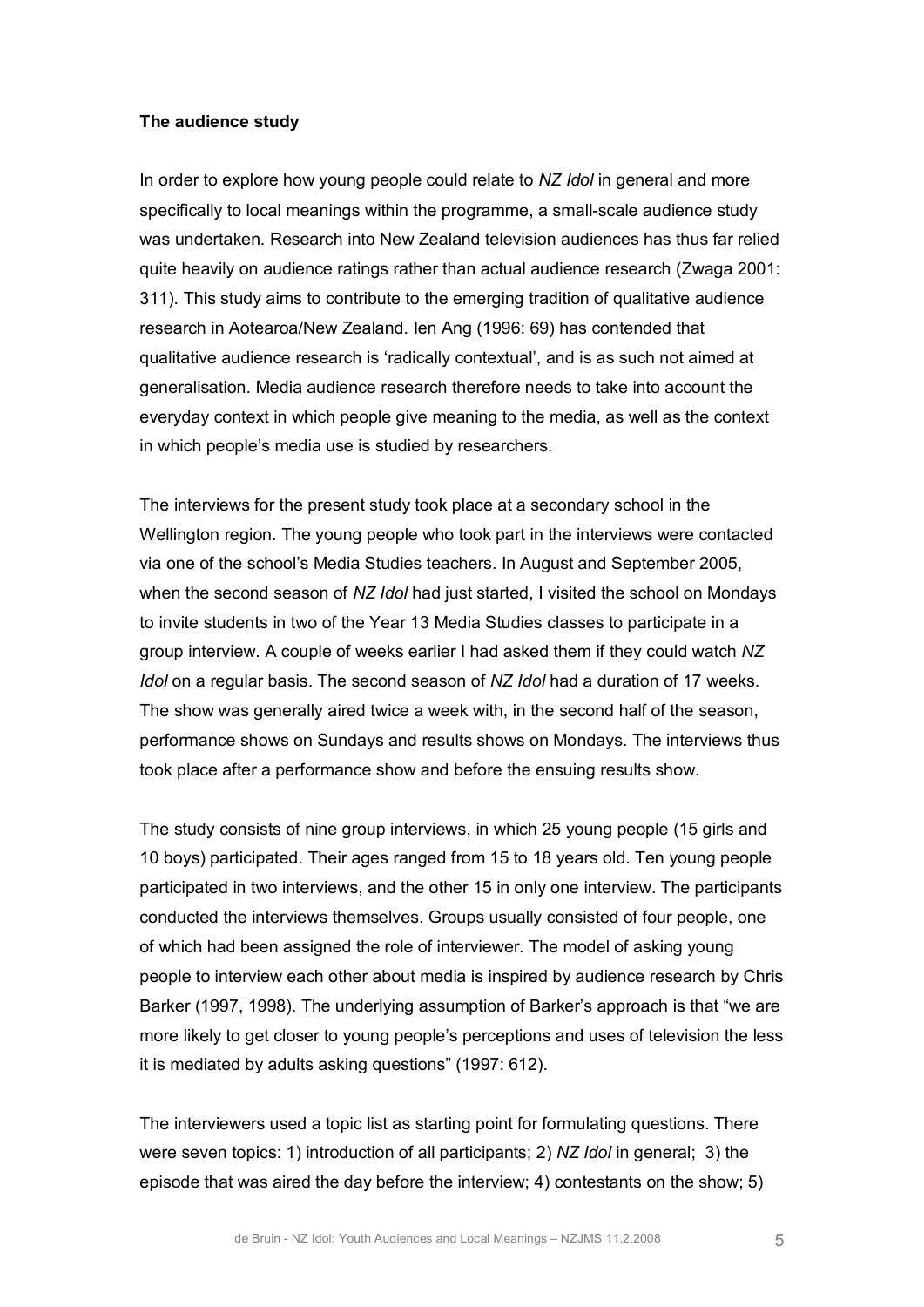**The audience study**

In order to explore how young people could relate to *NZ Idol* in general and more specifically to local meanings within the programme, a small-scale audience study was undertaken. Research into New Zealand television audiences has thus far relied quite heavily on audience ratings rather than actual audience research (Zwaga 2001: 311). This study aims to contribute to the emerging tradition of qualitative audience research in Aotearoa/New Zealand. Ien Ang (1996: 69) has contended that qualitative audience research is 'radically contextual', and is as such not aimed at generalisation. Media audience research therefore needs to take into account the everyday context in which people give meaning to the media, as well as the context in which people's media use is studied by researchers.

The interviews for the present study took place at a secondary school in the Wellington region. The young people who took part in the interviews were contacted via one of the school's Media Studies teachers. In August and September 2005, when the second season of *NZ Idol* had just started, I visited the school on Mondays to invite students in two of the Year 13 Media Studies classes to participate in a group interview. A couple of weeks earlier I had asked them if they could watch *NZ Idol* on a regular basis. The second season of *NZ Idol* had a duration of 17 weeks. The show was generally aired twice a week with, in the second half of the season, performance shows on Sundays and results shows on Mondays. The interviews thus took place after a performance show and before the ensuing results show.

The study consists of nine group interviews, in which 25 young people (15 girls and 10 boys) participated. Their ages ranged from 15 to 18 years old. Ten young people participated in two interviews, and the other 15 in only one interview. The participants conducted the interviews themselves. Groups usually consisted of four people, one of which had been assigned the role of interviewer. The model of asking young people to interview each other about media is inspired by audience research by Chris Barker (1997, 1998). The underlying assumption of Barker's approach is that "we are more likely to get closer to young people's perceptions and uses of television the less it is mediated by adults asking questions" (1997: 612).

The interviewers used a topic list as starting point for formulating questions. There were seven topics: 1) introduction of all participants; 2) *NZ Idol* in general; 3) the episode that was aired the day before the interview; 4) contestants on the show; 5)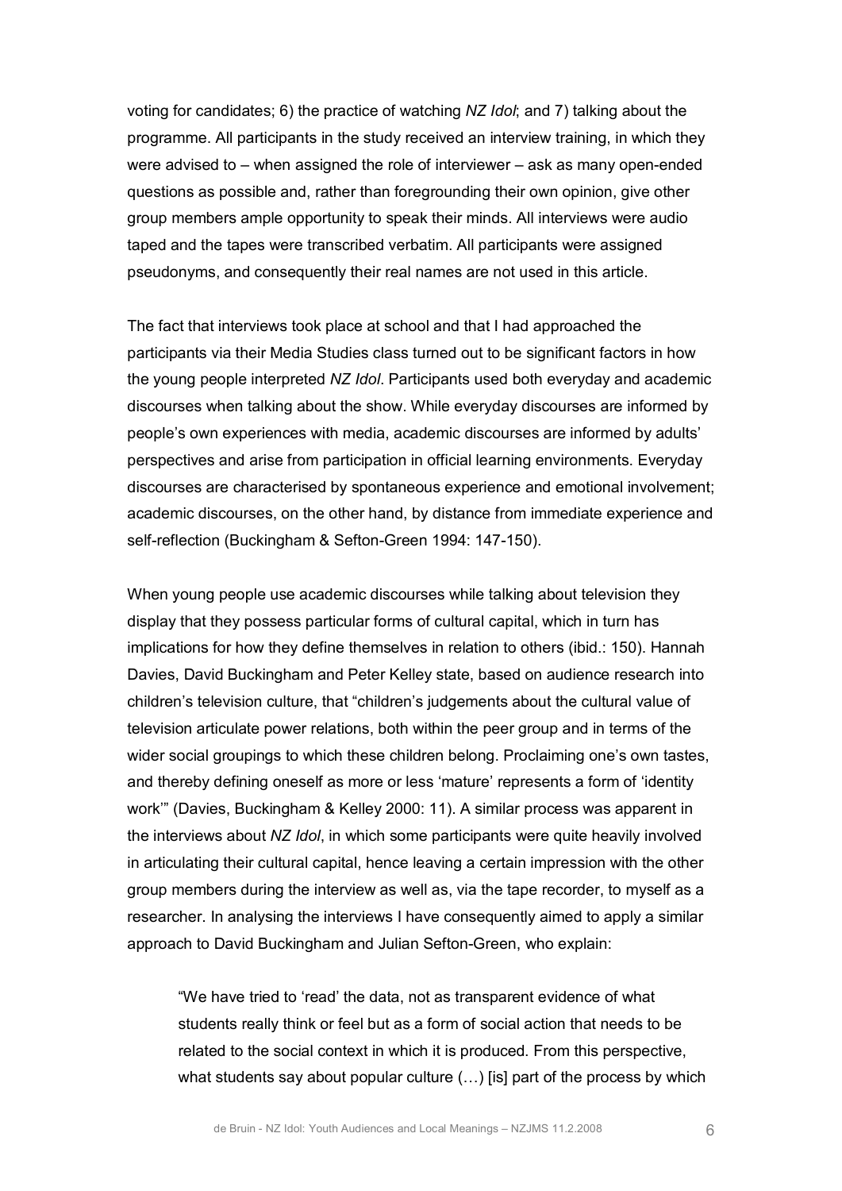voting for candidates; 6) the practice of watching *NZ Idol*; and 7) talking about the programme. All participants in the study received an interview training, in which they were advised to – when assigned the role of interviewer – ask as many open-ended questions as possible and, rather than foregrounding their own opinion, give other group members ample opportunity to speak their minds. All interviews were audio taped and the tapes were transcribed verbatim. All participants were assigned pseudonyms, and consequently their real names are not used in this article.

The fact that interviews took place at school and that I had approached the participants via their Media Studies class turned out to be significant factors in how the young people interpreted *NZ Idol*. Participants used both everyday and academic discourses when talking about the show. While everyday discourses are informed by people's own experiences with media, academic discourses are informed by adults' perspectives and arise from participation in official learning environments. Everyday discourses are characterised by spontaneous experience and emotional involvement; academic discourses, on the other hand, by distance from immediate experience and self-reflection (Buckingham & Sefton-Green 1994: 147-150).

When young people use academic discourses while talking about television they display that they possess particular forms of cultural capital, which in turn has implications for how they define themselves in relation to others (ibid.: 150). Hannah Davies, David Buckingham and Peter Kelley state, based on audience research into children's television culture, that "children's judgements about the cultural value of television articulate power relations, both within the peer group and in terms of the wider social groupings to which these children belong. Proclaiming one's own tastes, and thereby defining oneself as more or less 'mature' represents a form of 'identity work'" (Davies, Buckingham & Kelley 2000: 11). A similar process was apparent in the interviews about *NZ Idol*, in which some participants were quite heavily involved in articulating their cultural capital, hence leaving a certain impression with the other group members during the interview as well as, via the tape recorder, to myself as a researcher. In analysing the interviews I have consequently aimed to apply a similar approach to David Buckingham and Julian Sefton-Green, who explain:

> "We have tried to 'read' the data, not as transparent evidence of what students really think or feel but as a form of social action that needs to be related to the social context in which it is produced. From this perspective, what students say about popular culture (…) [is] part of the process by which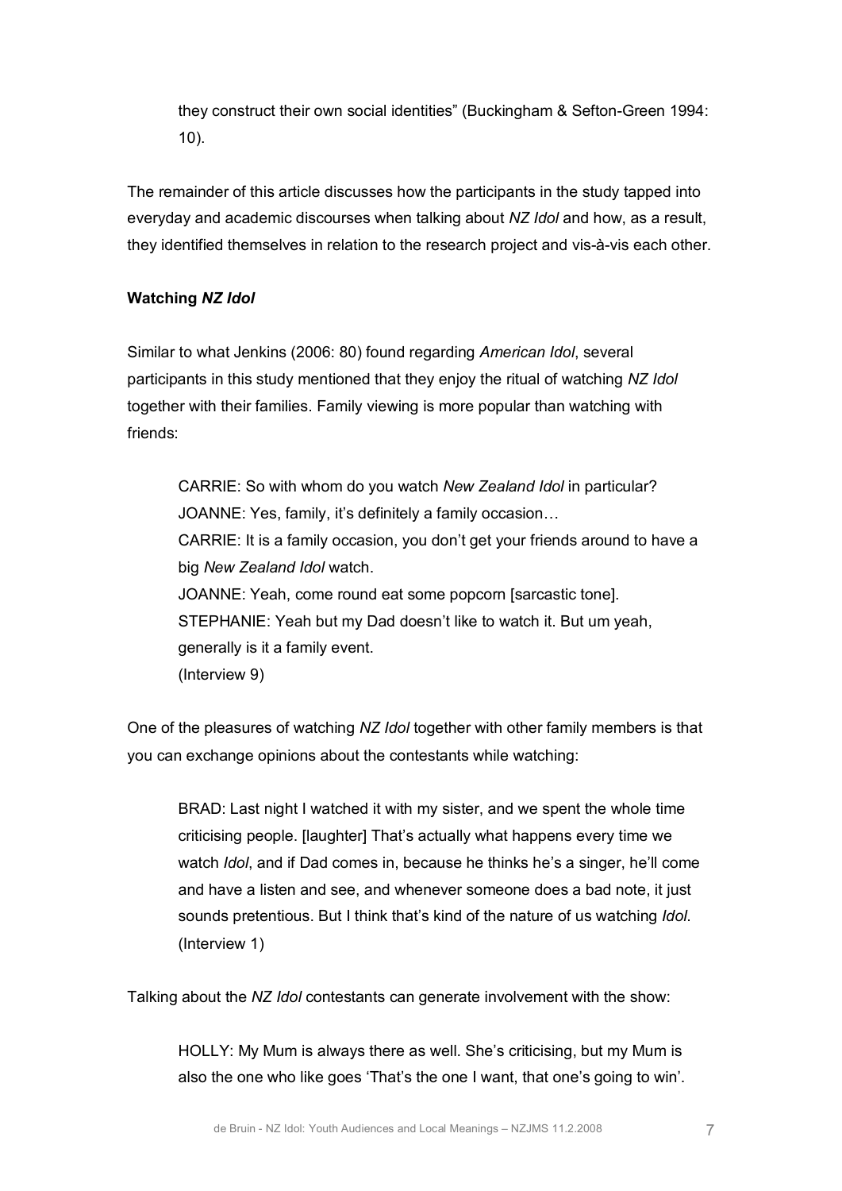> they construct their own social identities" (Buckingham & Sefton-Green 1994: 10).

The remainder of this article discusses how the participants in the study tapped into everyday and academic discourses when talking about *NZ Idol* and how, as a result, they identified themselves in relation to the research project and vis-à-vis each other.

## Watching *NZ Idol*

Similar to what Jenkins (2006: 80) found regarding *American Idol*, several participants in this study mentioned that they enjoy the ritual of watching *NZ Idol* together with their families. Family viewing is more popular than watching with friends:

> CARRIE: So with whom do you watch *New Zealand Idol* in particular?
> JOANNE: Yes, family, it's definitely a family occasion…
> CARRIE: It is a family occasion, you don't get your friends around to have a big *New Zealand Idol* watch.
> JOANNE: Yeah, come round eat some popcorn [sarcastic tone].
> STEPHANIE: Yeah but my Dad doesn't like to watch it. But um yeah, generally is it a family event.
> (Interview 9)

One of the pleasures of watching *NZ Idol* together with other family members is that you can exchange opinions about the contestants while watching:

> BRAD: Last night I watched it with my sister, and we spent the whole time criticising people. [laughter] That's actually what happens every time we watch *Idol*, and if Dad comes in, because he thinks he's a singer, he'll come and have a listen and see, and whenever someone does a bad note, it just sounds pretentious. But I think that's kind of the nature of us watching *Idol*.
> (Interview 1)

Talking about the *NZ Idol* contestants can generate involvement with the show:

> HOLLY: My Mum is always there as well. She's criticising, but my Mum is also the one who like goes 'That's the one I want, that one's going to win'.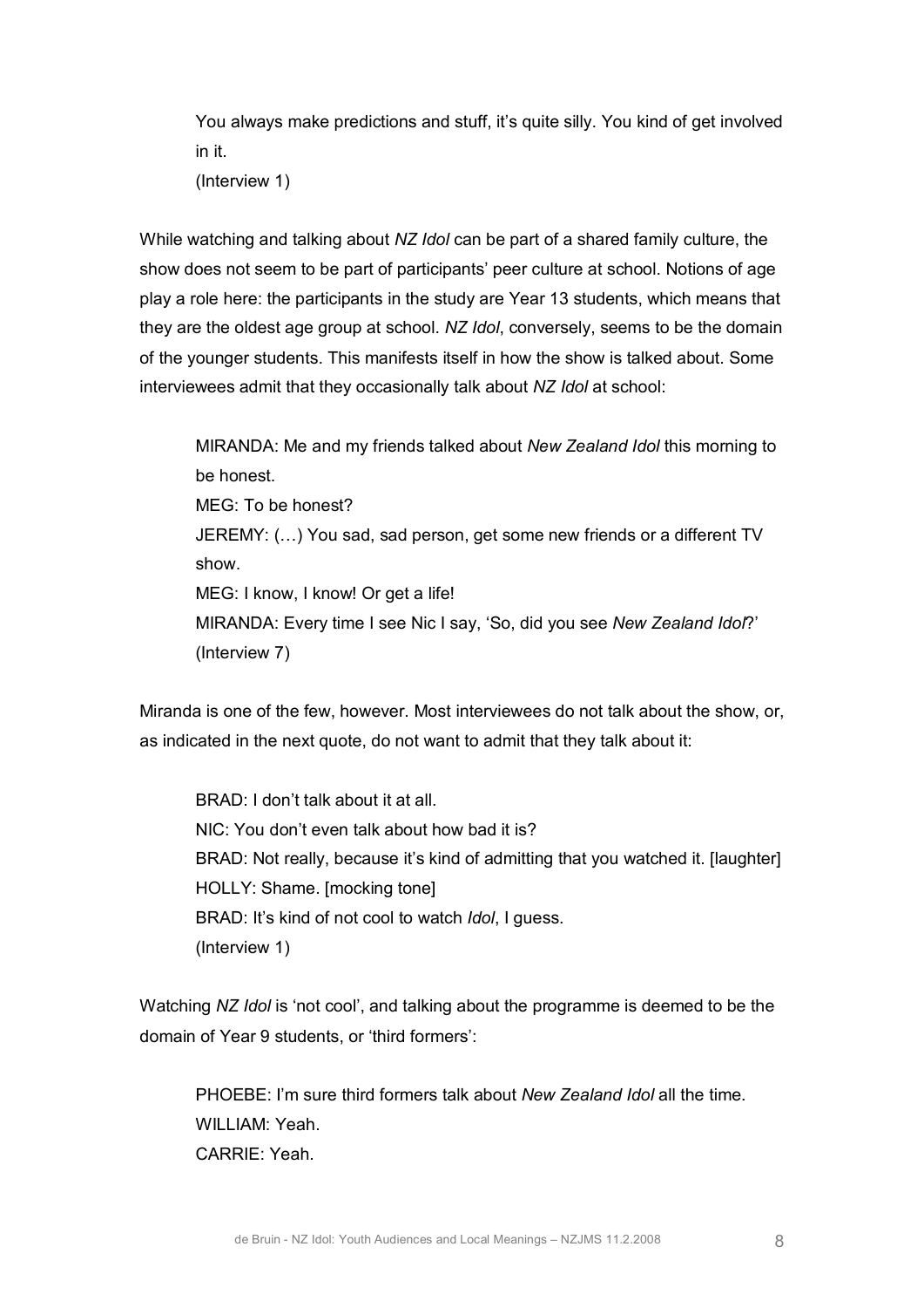> You always make predictions and stuff, it's quite silly. You kind of get involved in it.
>
> (Interview 1)

While watching and talking about *NZ Idol* can be part of a shared family culture, the show does not seem to be part of participants' peer culture at school. Notions of age play a role here: the participants in the study are Year 13 students, which means that they are the oldest age group at school. *NZ Idol*, conversely, seems to be the domain of the younger students. This manifests itself in how the show is talked about. Some interviewees admit that they occasionally talk about *NZ Idol* at school:

> MIRANDA: Me and my friends talked about *New Zealand Idol* this morning to be honest.
>
> MEG: To be honest?
>
> JEREMY: (…) You sad, sad person, get some new friends or a different TV show.
>
> MEG: I know, I know! Or get a life!
>
> MIRANDA: Every time I see Nic I say, 'So, did you see *New Zealand Idol*?'
>
> (Interview 7)

Miranda is one of the few, however. Most interviewees do not talk about the show, or, as indicated in the next quote, do not want to admit that they talk about it:

> BRAD: I don't talk about it at all.
>
> NIC: You don't even talk about how bad it is?
>
> BRAD: Not really, because it's kind of admitting that you watched it. [laughter]
>
> HOLLY: Shame. [mocking tone]
>
> BRAD: It's kind of not cool to watch *Idol*, I guess.
>
> (Interview 1)

Watching *NZ Idol* is 'not cool', and talking about the programme is deemed to be the domain of Year 9 students, or 'third formers':

> PHOEBE: I'm sure third formers talk about *New Zealand Idol* all the time.
>
> WILLIAM: Yeah.
>
> CARRIE: Yeah.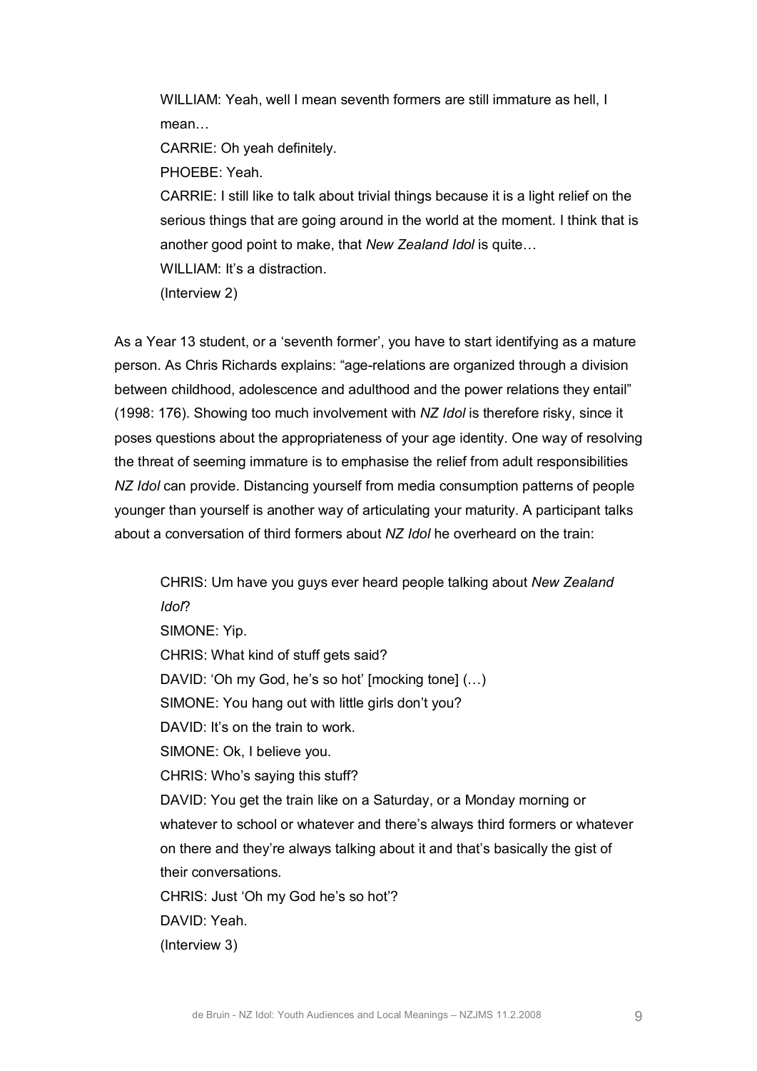> WILLIAM: Yeah, well I mean seventh formers are still immature as hell, I mean…
> 
> CARRIE: Oh yeah definitely.
> 
> PHOEBE: Yeah.
> 
> CARRIE: I still like to talk about trivial things because it is a light relief on the serious things that are going around in the world at the moment. I think that is another good point to make, that *New Zealand Idol* is quite…
> 
> WILLIAM: It's a distraction.
> 
> (Interview 2)

As a Year 13 student, or a 'seventh former', you have to start identifying as a mature person. As Chris Richards explains: "age-relations are organized through a division between childhood, adolescence and adulthood and the power relations they entail" (1998: 176). Showing too much involvement with *NZ Idol* is therefore risky, since it poses questions about the appropriateness of your age identity. One way of resolving the threat of seeming immature is to emphasise the relief from adult responsibilities *NZ Idol* can provide. Distancing yourself from media consumption patterns of people younger than yourself is another way of articulating your maturity. A participant talks about a conversation of third formers about *NZ Idol* he overheard on the train:

> CHRIS: Um have you guys ever heard people talking about *New Zealand Idol*?
> 
> SIMONE: Yip.
> 
> CHRIS: What kind of stuff gets said?
> 
> DAVID: 'Oh my God, he's so hot' [mocking tone] (…)
> 
> SIMONE: You hang out with little girls don't you?
> 
> DAVID: It's on the train to work.
> 
> SIMONE: Ok, I believe you.
> 
> CHRIS: Who's saying this stuff?
> 
> DAVID: You get the train like on a Saturday, or a Monday morning or whatever to school or whatever and there's always third formers or whatever on there and they're always talking about it and that's basically the gist of their conversations.
> 
> CHRIS: Just 'Oh my God he's so hot'?
> 
> DAVID: Yeah.
> 
> (Interview 3)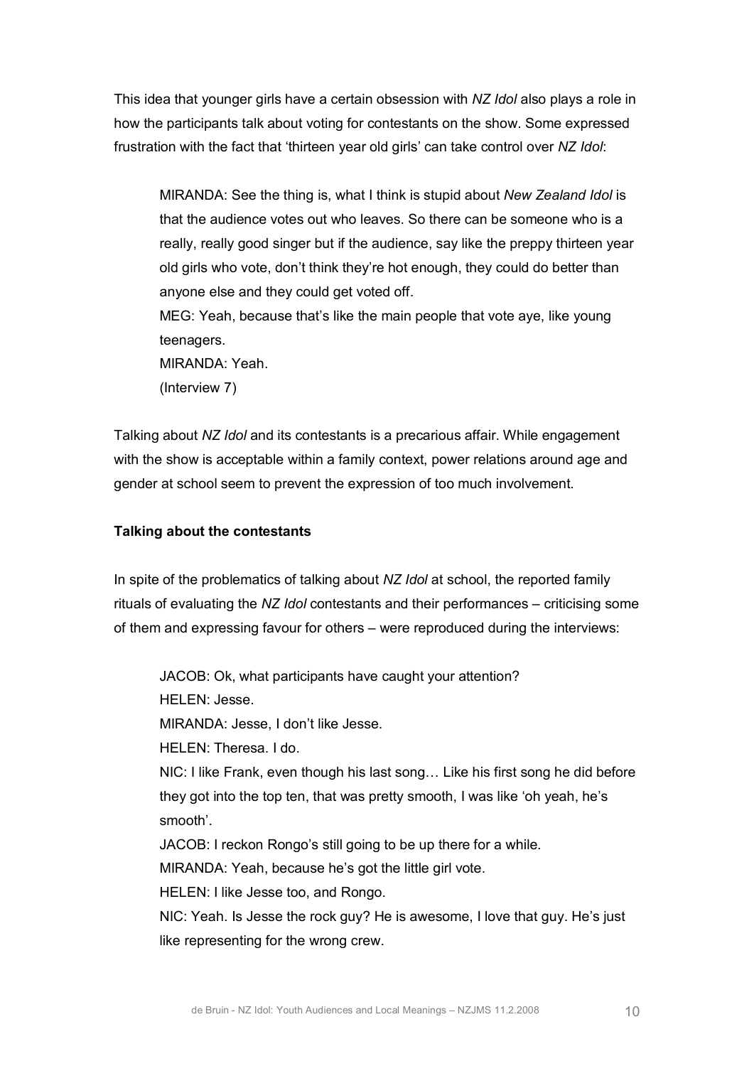This idea that younger girls have a certain obsession with *NZ Idol* also plays a role in how the participants talk about voting for contestants on the show. Some expressed frustration with the fact that 'thirteen year old girls' can take control over *NZ Idol*:

> MIRANDA: See the thing is, what I think is stupid about *New Zealand Idol* is that the audience votes out who leaves. So there can be someone who is a really, really good singer but if the audience, say like the preppy thirteen year old girls who vote, don't think they're hot enough, they could do better than anyone else and they could get voted off.
> MEG: Yeah, because that's like the main people that vote aye, like young teenagers.
> MIRANDA: Yeah.
> (Interview 7)

Talking about *NZ Idol* and its contestants is a precarious affair. While engagement with the show is acceptable within a family context, power relations around age and gender at school seem to prevent the expression of too much involvement.

**Talking about the contestants**

In spite of the problematics of talking about *NZ Idol* at school, the reported family rituals of evaluating the *NZ Idol* contestants and their performances – criticising some of them and expressing favour for others – were reproduced during the interviews:

> JACOB: Ok, what participants have caught your attention?
> HELEN: Jesse.
> MIRANDA: Jesse, I don't like Jesse.
> HELEN: Theresa. I do.
> NIC: I like Frank, even though his last song… Like his first song he did before they got into the top ten, that was pretty smooth, I was like 'oh yeah, he's smooth'.
> JACOB: I reckon Rongo's still going to be up there for a while.
> MIRANDA: Yeah, because he's got the little girl vote.
> HELEN: I like Jesse too, and Rongo.
> NIC: Yeah. Is Jesse the rock guy? He is awesome, I love that guy. He's just like representing for the wrong crew.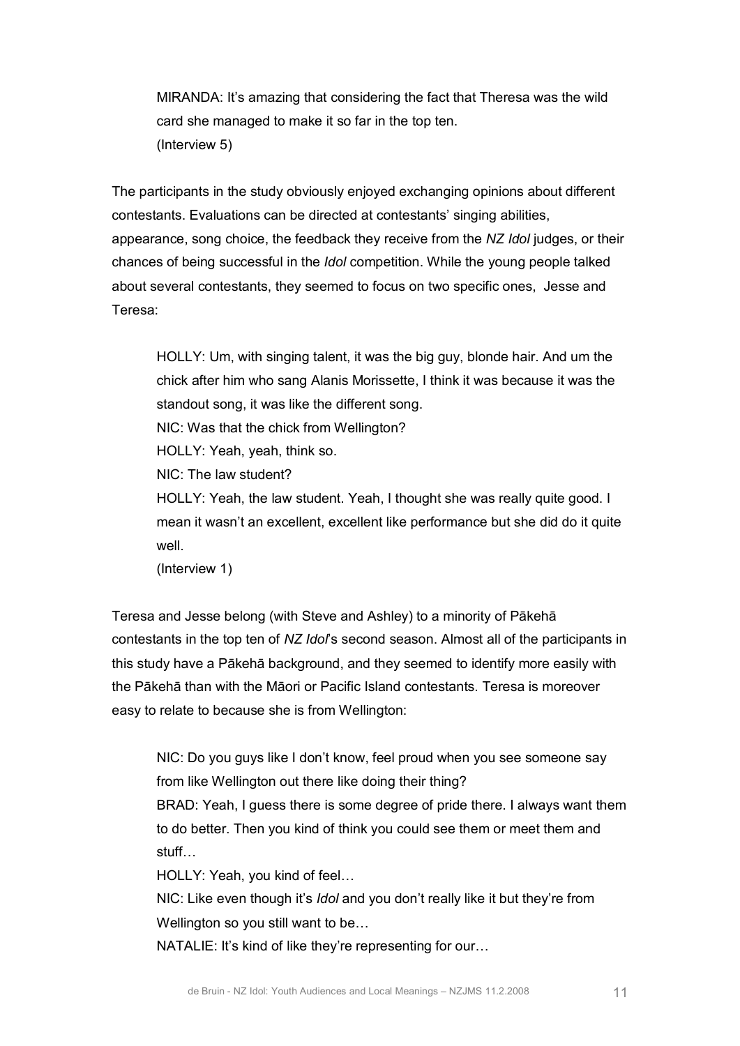> MIRANDA: It's amazing that considering the fact that Theresa was the wild card she managed to make it so far in the top ten.
> (Interview 5)

The participants in the study obviously enjoyed exchanging opinions about different contestants. Evaluations can be directed at contestants' singing abilities, appearance, song choice, the feedback they receive from the *NZ Idol* judges, or their chances of being successful in the *Idol* competition. While the young people talked about several contestants, they seemed to focus on two specific ones, Jesse and Teresa:

> HOLLY: Um, with singing talent, it was the big guy, blonde hair. And um the chick after him who sang Alanis Morissette, I think it was because it was the standout song, it was like the different song.
> NIC: Was that the chick from Wellington?
> HOLLY: Yeah, yeah, think so.
> NIC: The law student?
> HOLLY: Yeah, the law student. Yeah, I thought she was really quite good. I mean it wasn't an excellent, excellent like performance but she did do it quite well.
> (Interview 1)

Teresa and Jesse belong (with Steve and Ashley) to a minority of Pākehā contestants in the top ten of *NZ Idol*'s second season. Almost all of the participants in this study have a Pākehā background, and they seemed to identify more easily with the Pākehā than with the Māori or Pacific Island contestants. Teresa is moreover easy to relate to because she is from Wellington:

> NIC: Do you guys like I don't know, feel proud when you see someone say from like Wellington out there like doing their thing?
> BRAD: Yeah, I guess there is some degree of pride there. I always want them to do better. Then you kind of think you could see them or meet them and stuff…
> HOLLY: Yeah, you kind of feel…
> NIC: Like even though it's *Idol* and you don't really like it but they're from Wellington so you still want to be…
> NATALIE: It's kind of like they're representing for our…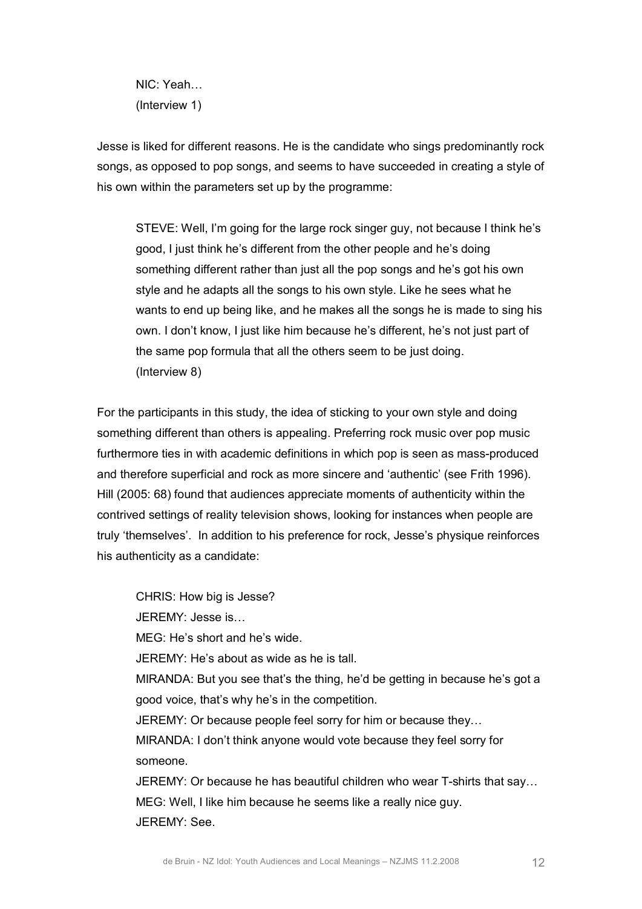> NIC: Yeah…
> (Interview 1)

Jesse is liked for different reasons. He is the candidate who sings predominantly rock songs, as opposed to pop songs, and seems to have succeeded in creating a style of his own within the parameters set up by the programme:

> STEVE: Well, I'm going for the large rock singer guy, not because I think he's good, I just think he's different from the other people and he's doing something different rather than just all the pop songs and he's got his own style and he adapts all the songs to his own style. Like he sees what he wants to end up being like, and he makes all the songs he is made to sing his own. I don't know, I just like him because he's different, he's not just part of the same pop formula that all the others seem to be just doing.
> (Interview 8)

For the participants in this study, the idea of sticking to your own style and doing something different than others is appealing. Preferring rock music over pop music furthermore ties in with academic definitions in which pop is seen as mass-produced and therefore superficial and rock as more sincere and 'authentic' (see Frith 1996). Hill (2005: 68) found that audiences appreciate moments of authenticity within the contrived settings of reality television shows, looking for instances when people are truly 'themselves'. In addition to his preference for rock, Jesse's physique reinforces his authenticity as a candidate:

> CHRIS: How big is Jesse?
> JEREMY: Jesse is…
> MEG: He's short and he's wide.
> JEREMY: He's about as wide as he is tall.
> MIRANDA: But you see that's the thing, he'd be getting in because he's got a good voice, that's why he's in the competition.
> JEREMY: Or because people feel sorry for him or because they…
> MIRANDA: I don't think anyone would vote because they feel sorry for someone.
> JEREMY: Or because he has beautiful children who wear T-shirts that say…
> MEG: Well, I like him because he seems like a really nice guy.
> JEREMY: See.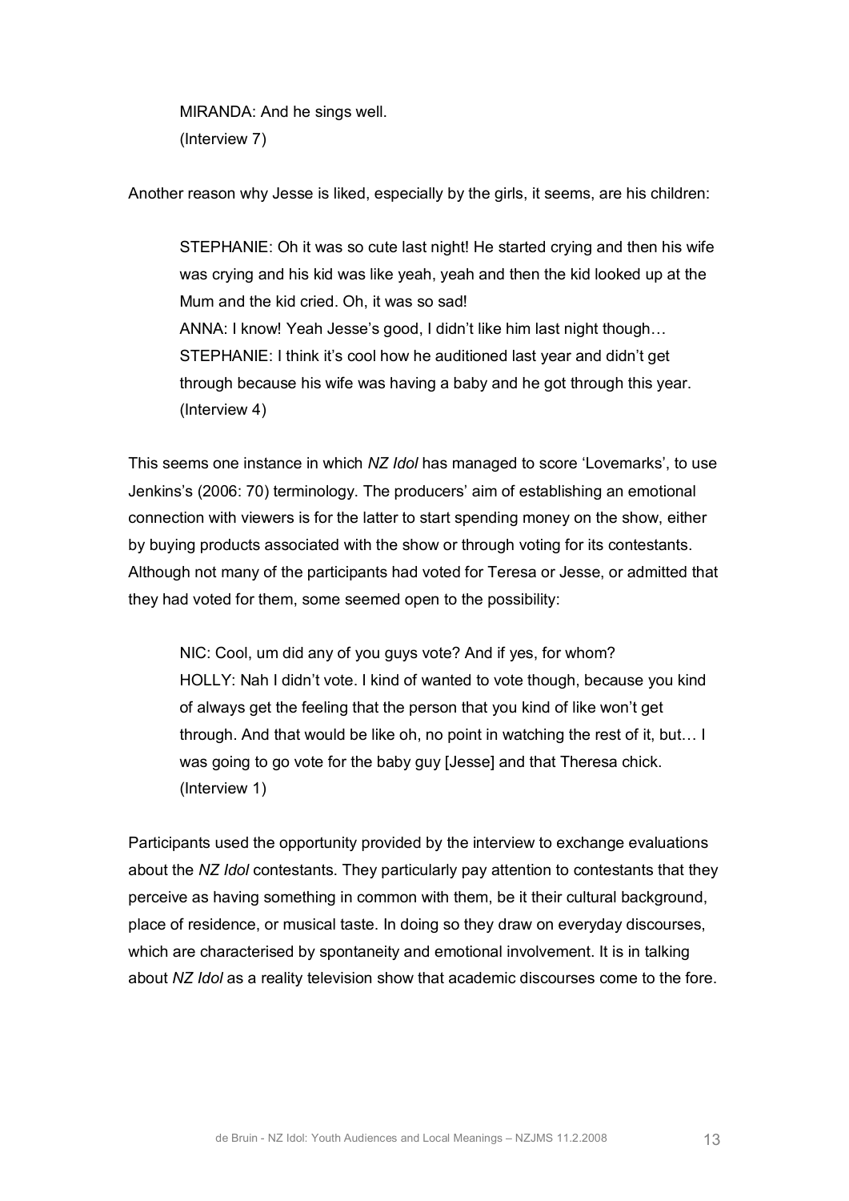> MIRANDA: And he sings well.
> (Interview 7)

Another reason why Jesse is liked, especially by the girls, it seems, are his children:

> STEPHANIE: Oh it was so cute last night! He started crying and then his wife was crying and his kid was like yeah, yeah and then the kid looked up at the Mum and the kid cried. Oh, it was so sad!
> ANNA: I know! Yeah Jesse's good, I didn't like him last night though…
> STEPHANIE: I think it's cool how he auditioned last year and didn't get through because his wife was having a baby and he got through this year.
> (Interview 4)

This seems one instance in which *NZ Idol* has managed to score 'Lovemarks', to use Jenkins's (2006: 70) terminology. The producers' aim of establishing an emotional connection with viewers is for the latter to start spending money on the show, either by buying products associated with the show or through voting for its contestants. Although not many of the participants had voted for Teresa or Jesse, or admitted that they had voted for them, some seemed open to the possibility:

> NIC: Cool, um did any of you guys vote? And if yes, for whom?
> HOLLY: Nah I didn't vote. I kind of wanted to vote though, because you kind of always get the feeling that the person that you kind of like won't get through. And that would be like oh, no point in watching the rest of it, but… I was going to go vote for the baby guy [Jesse] and that Theresa chick.
> (Interview 1)

Participants used the opportunity provided by the interview to exchange evaluations about the *NZ Idol* contestants. They particularly pay attention to contestants that they perceive as having something in common with them, be it their cultural background, place of residence, or musical taste. In doing so they draw on everyday discourses, which are characterised by spontaneity and emotional involvement. It is in talking about *NZ Idol* as a reality television show that academic discourses come to the fore.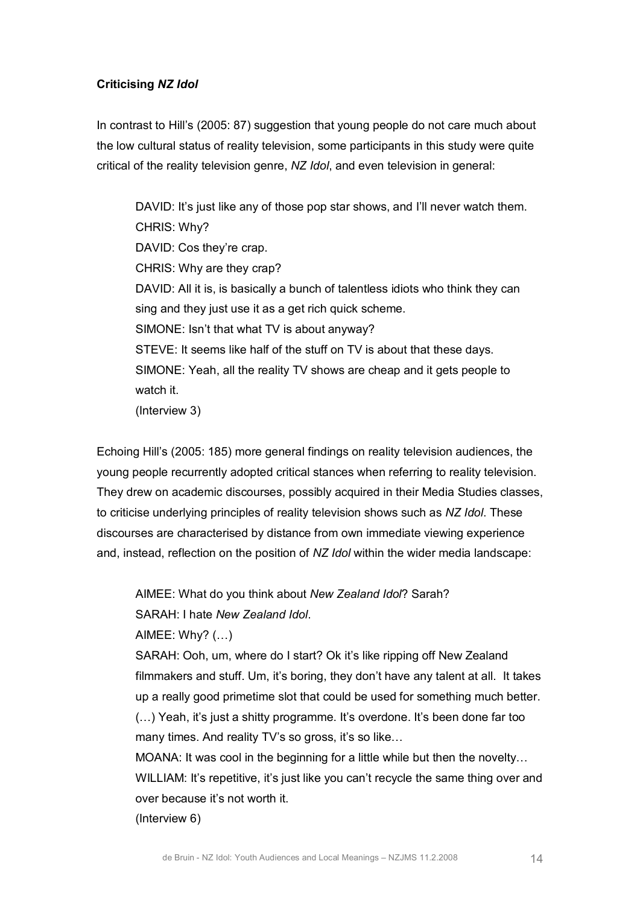**Criticising *NZ Idol***

In contrast to Hill's (2005: 87) suggestion that young people do not care much about the low cultural status of reality television, some participants in this study were quite critical of the reality television genre, *NZ Idol*, and even television in general:

> DAVID: It's just like any of those pop star shows, and I'll never watch them.
> CHRIS: Why?
> DAVID: Cos they're crap.
> CHRIS: Why are they crap?
> DAVID: All it is, is basically a bunch of talentless idiots who think they can sing and they just use it as a get rich quick scheme.
> SIMONE: Isn't that what TV is about anyway?
> STEVE: It seems like half of the stuff on TV is about that these days.
> SIMONE: Yeah, all the reality TV shows are cheap and it gets people to watch it.
> (Interview 3)

Echoing Hill's (2005: 185) more general findings on reality television audiences, the young people recurrently adopted critical stances when referring to reality television. They drew on academic discourses, possibly acquired in their Media Studies classes, to criticise underlying principles of reality television shows such as *NZ Idol*. These discourses are characterised by distance from own immediate viewing experience and, instead, reflection on the position of *NZ Idol* within the wider media landscape:

> AIMEE: What do you think about *New Zealand Idol*? Sarah?
> SARAH: I hate *New Zealand Idol*.
> AIMEE: Why? (…)
> SARAH: Ooh, um, where do I start? Ok it's like ripping off New Zealand filmmakers and stuff. Um, it's boring, they don't have any talent at all. It takes up a really good primetime slot that could be used for something much better. (…) Yeah, it's just a shitty programme. It's overdone. It's been done far too many times. And reality TV's so gross, it's so like…
> MOANA: It was cool in the beginning for a little while but then the novelty…
> WILLIAM: It's repetitive, it's just like you can't recycle the same thing over and over because it's not worth it.
> (Interview 6)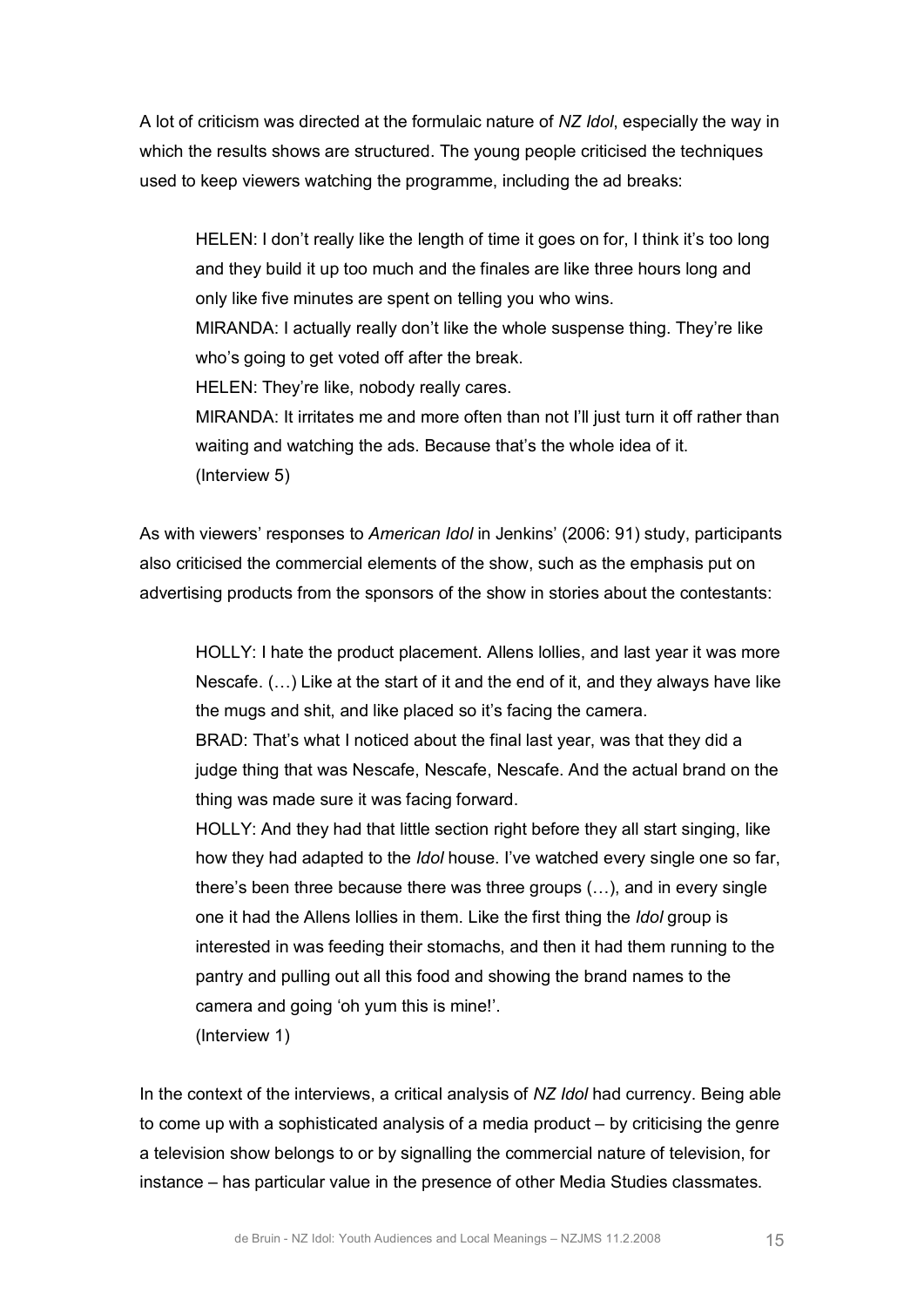A lot of criticism was directed at the formulaic nature of *NZ Idol*, especially the way in which the results shows are structured. The young people criticised the techniques used to keep viewers watching the programme, including the ad breaks:

> HELEN: I don't really like the length of time it goes on for, I think it's too long and they build it up too much and the finales are like three hours long and only like five minutes are spent on telling you who wins.
> MIRANDA: I actually really don't like the whole suspense thing. They're like who's going to get voted off after the break.
> HELEN: They're like, nobody really cares.
> MIRANDA: It irritates me and more often than not I'll just turn it off rather than waiting and watching the ads. Because that's the whole idea of it.
> (Interview 5)

As with viewers' responses to *American Idol* in Jenkins' (2006: 91) study, participants also criticised the commercial elements of the show, such as the emphasis put on advertising products from the sponsors of the show in stories about the contestants:

> HOLLY: I hate the product placement. Allens lollies, and last year it was more Nescafe. (…) Like at the start of it and the end of it, and they always have like the mugs and shit, and like placed so it's facing the camera.
> BRAD: That's what I noticed about the final last year, was that they did a judge thing that was Nescafe, Nescafe, Nescafe. And the actual brand on the thing was made sure it was facing forward.
> HOLLY: And they had that little section right before they all start singing, like how they had adapted to the *Idol* house. I've watched every single one so far, there's been three because there was three groups (…), and in every single one it had the Allens lollies in them. Like the first thing the *Idol* group is interested in was feeding their stomachs, and then it had them running to the pantry and pulling out all this food and showing the brand names to the camera and going 'oh yum this is mine!'.
> (Interview 1)

In the context of the interviews, a critical analysis of *NZ Idol* had currency. Being able to come up with a sophisticated analysis of a media product – by criticising the genre a television show belongs to or by signalling the commercial nature of television, for instance – has particular value in the presence of other Media Studies classmates.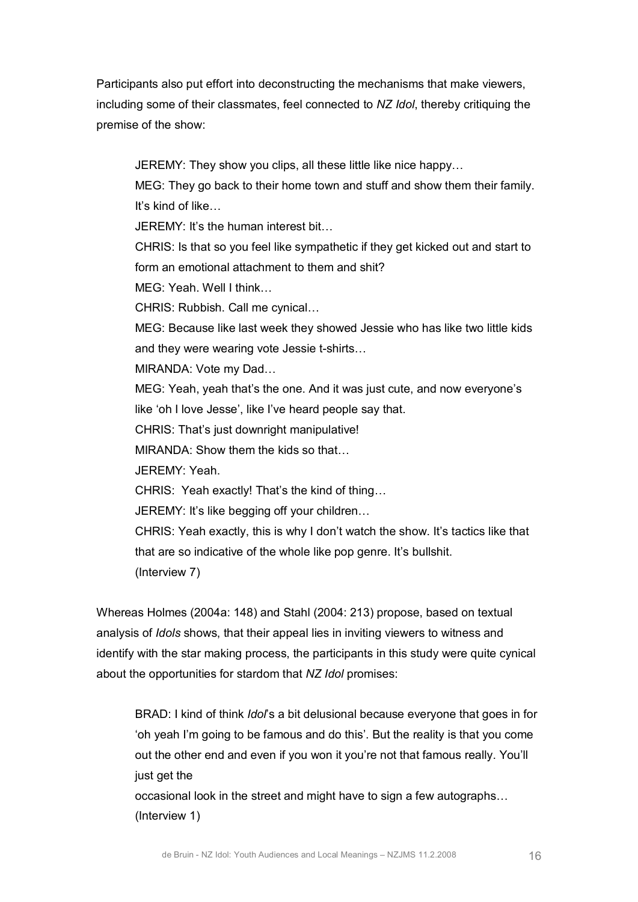Participants also put effort into deconstructing the mechanisms that make viewers, including some of their classmates, feel connected to *NZ Idol*, thereby critiquing the premise of the show:

> JEREMY: They show you clips, all these little like nice happy…
>
> MEG: They go back to their home town and stuff and show them their family. It's kind of like…
>
> JEREMY: It's the human interest bit…
>
> CHRIS: Is that so you feel like sympathetic if they get kicked out and start to form an emotional attachment to them and shit?
>
> MEG: Yeah. Well I think…
>
> CHRIS: Rubbish. Call me cynical…
>
> MEG: Because like last week they showed Jessie who has like two little kids and they were wearing vote Jessie t-shirts…
>
> MIRANDA: Vote my Dad…
>
> MEG: Yeah, yeah that's the one. And it was just cute, and now everyone's like 'oh I love Jesse', like I've heard people say that.
>
> CHRIS: That's just downright manipulative!
>
> MIRANDA: Show them the kids so that…
>
> JEREMY: Yeah.
>
> CHRIS: Yeah exactly! That's the kind of thing…
>
> JEREMY: It's like begging off your children…
>
> CHRIS: Yeah exactly, this is why I don't watch the show. It's tactics like that that are so indicative of the whole like pop genre. It's bullshit.
>
> (Interview 7)

Whereas Holmes (2004a: 148) and Stahl (2004: 213) propose, based on textual analysis of *Idols* shows, that their appeal lies in inviting viewers to witness and identify with the star making process, the participants in this study were quite cynical about the opportunities for stardom that *NZ Idol* promises:

> BRAD: I kind of think *Idol*'s a bit delusional because everyone that goes in for 'oh yeah I'm going to be famous and do this'. But the reality is that you come out the other end and even if you won it you're not that famous really. You'll just get the occasional look in the street and might have to sign a few autographs…
>
> (Interview 1)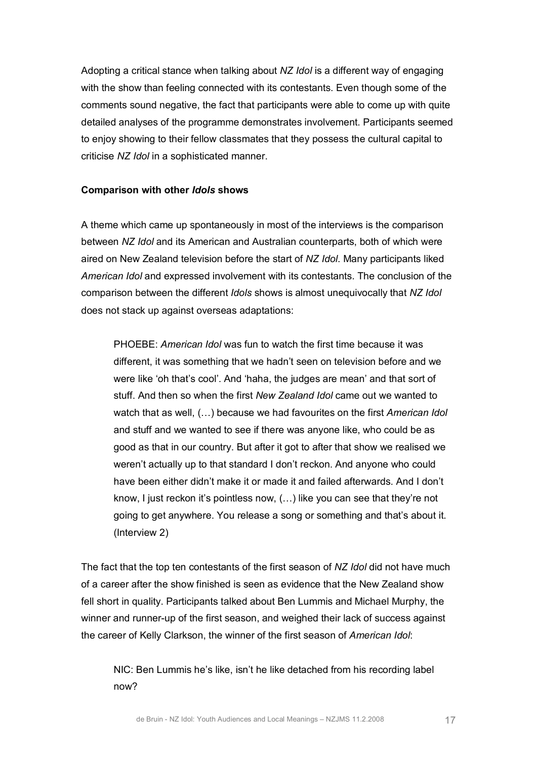Adopting a critical stance when talking about *NZ Idol* is a different way of engaging with the show than feeling connected with its contestants. Even though some of the comments sound negative, the fact that participants were able to come up with quite detailed analyses of the programme demonstrates involvement. Participants seemed to enjoy showing to their fellow classmates that they possess the cultural capital to criticise *NZ Idol* in a sophisticated manner.

**Comparison with other *Idols* shows**

A theme which came up spontaneously in most of the interviews is the comparison between *NZ Idol* and its American and Australian counterparts, both of which were aired on New Zealand television before the start of *NZ Idol*. Many participants liked *American Idol* and expressed involvement with its contestants. The conclusion of the comparison between the different *Idols* shows is almost unequivocally that *NZ Idol* does not stack up against overseas adaptations:

> PHOEBE: *American Idol* was fun to watch the first time because it was different, it was something that we hadn't seen on television before and we were like 'oh that's cool'. And 'haha, the judges are mean' and that sort of stuff. And then so when the first *New Zealand Idol* came out we wanted to watch that as well, (…) because we had favourites on the first *American Idol* and stuff and we wanted to see if there was anyone like, who could be as good as that in our country. But after it got to after that show we realised we weren't actually up to that standard I don't reckon. And anyone who could have been either didn't make it or made it and failed afterwards. And I don't know, I just reckon it's pointless now, (…) like you can see that they're not going to get anywhere. You release a song or something and that's about it. (Interview 2)

The fact that the top ten contestants of the first season of *NZ Idol* did not have much of a career after the show finished is seen as evidence that the New Zealand show fell short in quality. Participants talked about Ben Lummis and Michael Murphy, the winner and runner-up of the first season, and weighed their lack of success against the career of Kelly Clarkson, the winner of the first season of *American Idol*:

> NIC: Ben Lummis he's like, isn't he like detached from his recording label now?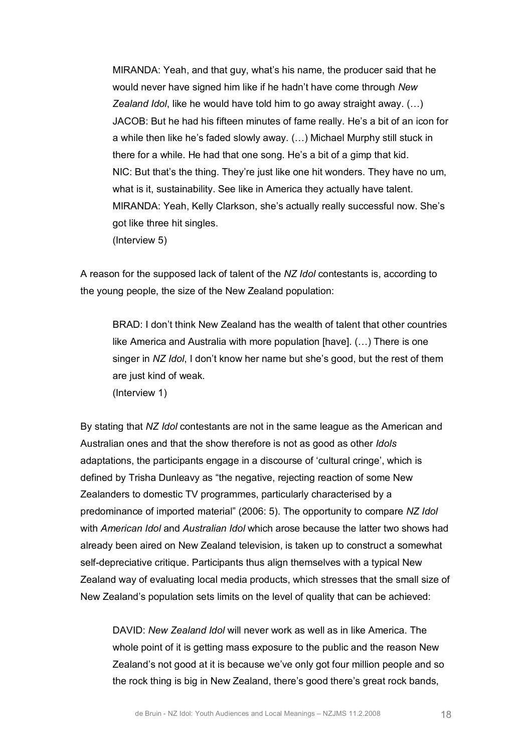> MIRANDA: Yeah, and that guy, what's his name, the producer said that he would never have signed him like if he hadn't have come through *New Zealand Idol*, like he would have told him to go away straight away. (…)
> JACOB: But he had his fifteen minutes of fame really. He's a bit of an icon for a while then like he's faded slowly away. (…) Michael Murphy still stuck in there for a while. He had that one song. He's a bit of a gimp that kid.
> NIC: But that's the thing. They're just like one hit wonders. They have no um, what is it, sustainability. See like in America they actually have talent.
> MIRANDA: Yeah, Kelly Clarkson, she's actually really successful now. She's got like three hit singles.
> (Interview 5)

A reason for the supposed lack of talent of the *NZ Idol* contestants is, according to the young people, the size of the New Zealand population:

> BRAD: I don't think New Zealand has the wealth of talent that other countries like America and Australia with more population [have]. (…) There is one singer in *NZ Idol*, I don't know her name but she's good, but the rest of them are just kind of weak.
> (Interview 1)

By stating that *NZ Idol* contestants are not in the same league as the American and Australian ones and that the show therefore is not as good as other *Idols* adaptations, the participants engage in a discourse of 'cultural cringe', which is defined by Trisha Dunleavy as "the negative, rejecting reaction of some New Zealanders to domestic TV programmes, particularly characterised by a predominance of imported material" (2006: 5). The opportunity to compare *NZ Idol* with *American Idol* and *Australian Idol* which arose because the latter two shows had already been aired on New Zealand television, is taken up to construct a somewhat self-depreciative critique. Participants thus align themselves with a typical New Zealand way of evaluating local media products, which stresses that the small size of New Zealand's population sets limits on the level of quality that can be achieved:

> DAVID: *New Zealand Idol* will never work as well as in like America. The whole point of it is getting mass exposure to the public and the reason New Zealand's not good at it is because we've only got four million people and so the rock thing is big in New Zealand, there's good there's great rock bands,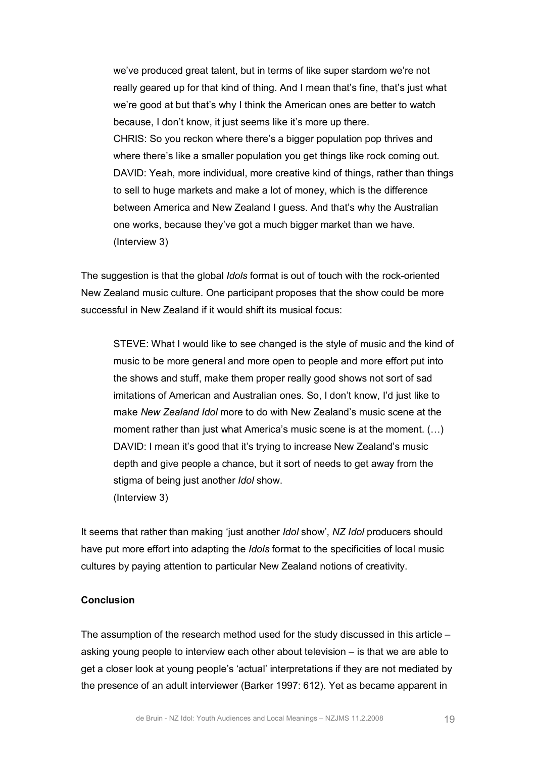> we've produced great talent, but in terms of like super stardom we're not really geared up for that kind of thing. And I mean that's fine, that's just what we're good at but that's why I think the American ones are better to watch because, I don't know, it just seems like it's more up there.
> CHRIS: So you reckon where there's a bigger population pop thrives and where there's like a smaller population you get things like rock coming out.
> DAVID: Yeah, more individual, more creative kind of things, rather than things to sell to huge markets and make a lot of money, which is the difference between America and New Zealand I guess. And that's why the Australian one works, because they've got a much bigger market than we have.
> (Interview 3)

The suggestion is that the global *Idols* format is out of touch with the rock-oriented New Zealand music culture. One participant proposes that the show could be more successful in New Zealand if it would shift its musical focus:

> STEVE: What I would like to see changed is the style of music and the kind of music to be more general and more open to people and more effort put into the shows and stuff, make them proper really good shows not sort of sad imitations of American and Australian ones. So, I don't know, I'd just like to make *New Zealand Idol* more to do with New Zealand's music scene at the moment rather than just what America's music scene is at the moment. (…)
> DAVID: I mean it's good that it's trying to increase New Zealand's music depth and give people a chance, but it sort of needs to get away from the stigma of being just another *Idol* show.
> (Interview 3)

It seems that rather than making 'just another *Idol* show', *NZ Idol* producers should have put more effort into adapting the *Idols* format to the specificities of local music cultures by paying attention to particular New Zealand notions of creativity.

**Conclusion**

The assumption of the research method used for the study discussed in this article – asking young people to interview each other about television – is that we are able to get a closer look at young people's 'actual' interpretations if they are not mediated by the presence of an adult interviewer (Barker 1997: 612). Yet as became apparent in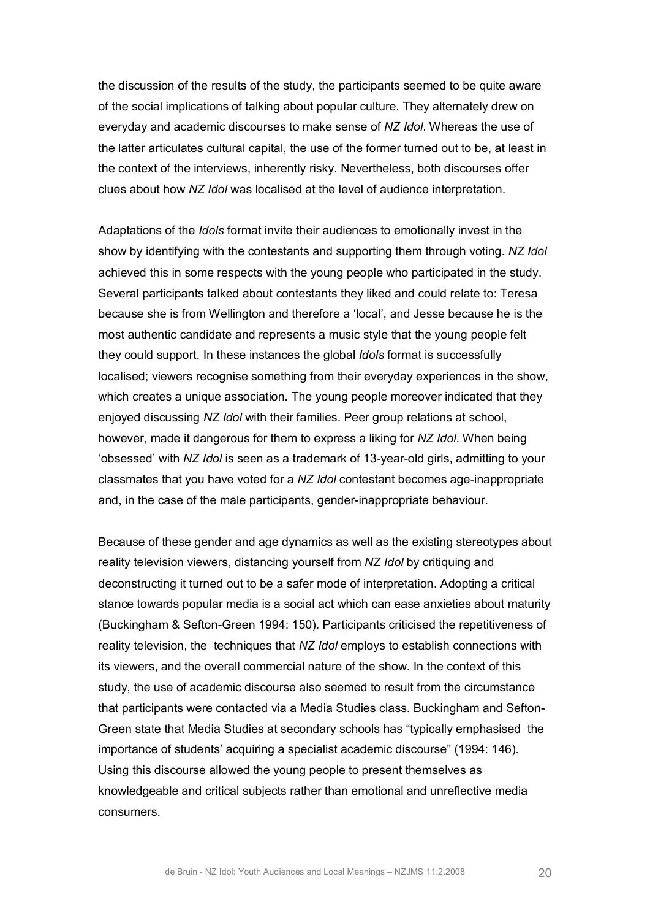the discussion of the results of the study, the participants seemed to be quite aware of the social implications of talking about popular culture. They alternately drew on everyday and academic discourses to make sense of *NZ Idol*. Whereas the use of the latter articulates cultural capital, the use of the former turned out to be, at least in the context of the interviews, inherently risky. Nevertheless, both discourses offer clues about how *NZ Idol* was localised at the level of audience interpretation.

Adaptations of the *Idols* format invite their audiences to emotionally invest in the show by identifying with the contestants and supporting them through voting. *NZ Idol* achieved this in some respects with the young people who participated in the study. Several participants talked about contestants they liked and could relate to: Teresa because she is from Wellington and therefore a 'local', and Jesse because he is the most authentic candidate and represents a music style that the young people felt they could support. In these instances the global *Idols* format is successfully localised; viewers recognise something from their everyday experiences in the show, which creates a unique association. The young people moreover indicated that they enjoyed discussing *NZ Idol* with their families. Peer group relations at school, however, made it dangerous for them to express a liking for *NZ Idol*. When being 'obsessed' with *NZ Idol* is seen as a trademark of 13-year-old girls, admitting to your classmates that you have voted for a *NZ Idol* contestant becomes age-inappropriate and, in the case of the male participants, gender-inappropriate behaviour.

Because of these gender and age dynamics as well as the existing stereotypes about reality television viewers, distancing yourself from *NZ Idol* by critiquing and deconstructing it turned out to be a safer mode of interpretation. Adopting a critical stance towards popular media is a social act which can ease anxieties about maturity (Buckingham & Sefton-Green 1994: 150). Participants criticised the repetitiveness of reality television, the techniques that *NZ Idol* employs to establish connections with its viewers, and the overall commercial nature of the show. In the context of this study, the use of academic discourse also seemed to result from the circumstance that participants were contacted via a Media Studies class. Buckingham and Sefton-Green state that Media Studies at secondary schools has "typically emphasised the importance of students' acquiring a specialist academic discourse" (1994: 146). Using this discourse allowed the young people to present themselves as knowledgeable and critical subjects rather than emotional and unreflective media consumers.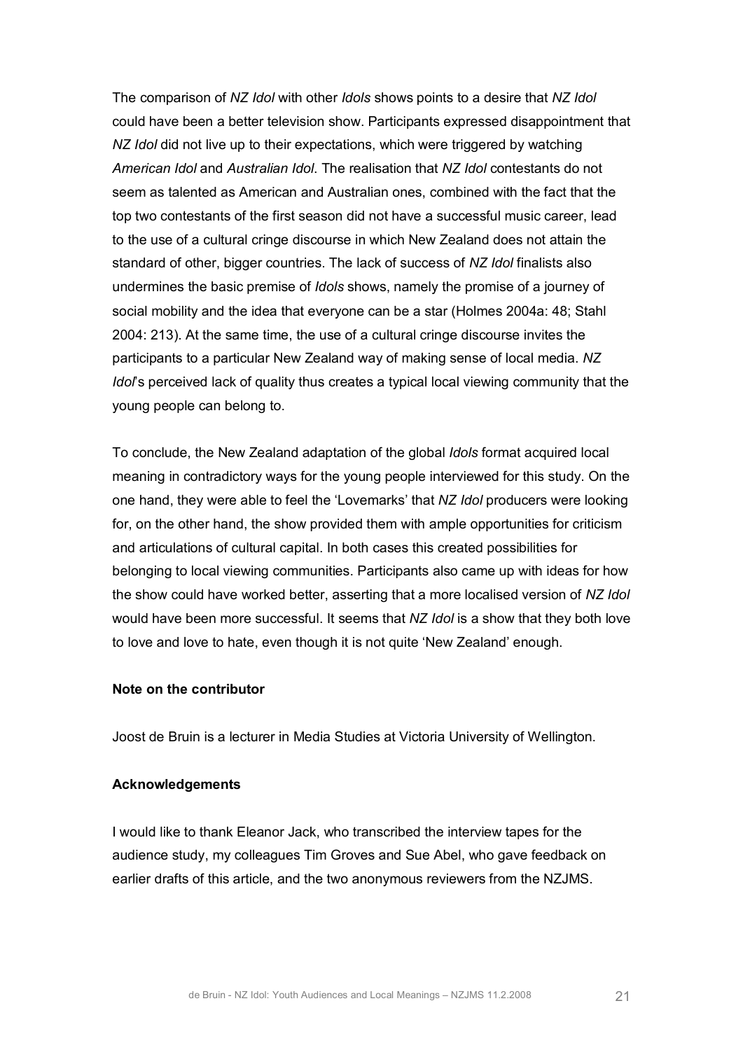The comparison of *NZ Idol* with other *Idols* shows points to a desire that *NZ Idol* could have been a better television show. Participants expressed disappointment that *NZ Idol* did not live up to their expectations, which were triggered by watching *American Idol* and *Australian Idol*. The realisation that *NZ Idol* contestants do not seem as talented as American and Australian ones, combined with the fact that the top two contestants of the first season did not have a successful music career, lead to the use of a cultural cringe discourse in which New Zealand does not attain the standard of other, bigger countries. The lack of success of *NZ Idol* finalists also undermines the basic premise of *Idols* shows, namely the promise of a journey of social mobility and the idea that everyone can be a star (Holmes 2004a: 48; Stahl 2004: 213). At the same time, the use of a cultural cringe discourse invites the participants to a particular New Zealand way of making sense of local media. *NZ Idol*'s perceived lack of quality thus creates a typical local viewing community that the young people can belong to.

To conclude, the New Zealand adaptation of the global *Idols* format acquired local meaning in contradictory ways for the young people interviewed for this study. On the one hand, they were able to feel the 'Lovemarks' that *NZ Idol* producers were looking for, on the other hand, the show provided them with ample opportunities for criticism and articulations of cultural capital. In both cases this created possibilities for belonging to local viewing communities. Participants also came up with ideas for how the show could have worked better, asserting that a more localised version of *NZ Idol* would have been more successful. It seems that *NZ Idol* is a show that they both love to love and love to hate, even though it is not quite 'New Zealand' enough.

**Note on the contributor**

Joost de Bruin is a lecturer in Media Studies at Victoria University of Wellington.

**Acknowledgements**

I would like to thank Eleanor Jack, who transcribed the interview tapes for the audience study, my colleagues Tim Groves and Sue Abel, who gave feedback on earlier drafts of this article, and the two anonymous reviewers from the NZJMS.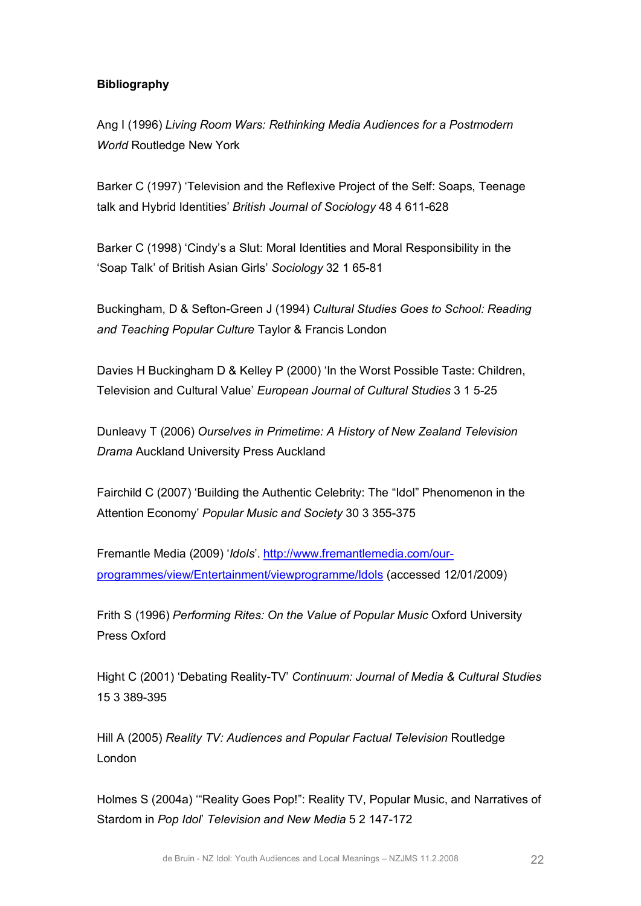**Bibliography**

Ang I (1996) *Living Room Wars: Rethinking Media Audiences for a Postmodern World* Routledge New York

Barker C (1997) 'Television and the Reflexive Project of the Self: Soaps, Teenage talk and Hybrid Identities' *British Journal of Sociology* 48 4 611-628

Barker C (1998) 'Cindy's a Slut: Moral Identities and Moral Responsibility in the 'Soap Talk' of British Asian Girls' *Sociology* 32 1 65-81

Buckingham, D & Sefton-Green J (1994) *Cultural Studies Goes to School: Reading and Teaching Popular Culture* Taylor & Francis London

Davies H Buckingham D & Kelley P (2000) 'In the Worst Possible Taste: Children, Television and Cultural Value' *European Journal of Cultural Studies* 3 1 5-25

Dunleavy T (2006) *Ourselves in Primetime: A History of New Zealand Television Drama* Auckland University Press Auckland

Fairchild C (2007) 'Building the Authentic Celebrity: The "Idol" Phenomenon in the Attention Economy' *Popular Music and Society* 30 3 355-375

Fremantle Media (2009) '*Idols*'. http://www.fremantlemedia.com/our-programmes/view/Entertainment/viewprogramme/Idols (accessed 12/01/2009)

Frith S (1996) *Performing Rites: On the Value of Popular Music* Oxford University Press Oxford

Hight C (2001) 'Debating Reality-TV' *Continuum: Journal of Media & Cultural Studies* 15 3 389-395

Hill A (2005) *Reality TV: Audiences and Popular Factual Television* Routledge London

Holmes S (2004a) '"Reality Goes Pop!": Reality TV, Popular Music, and Narratives of Stardom in *Pop Idol*' *Television and New Media* 5 2 147-172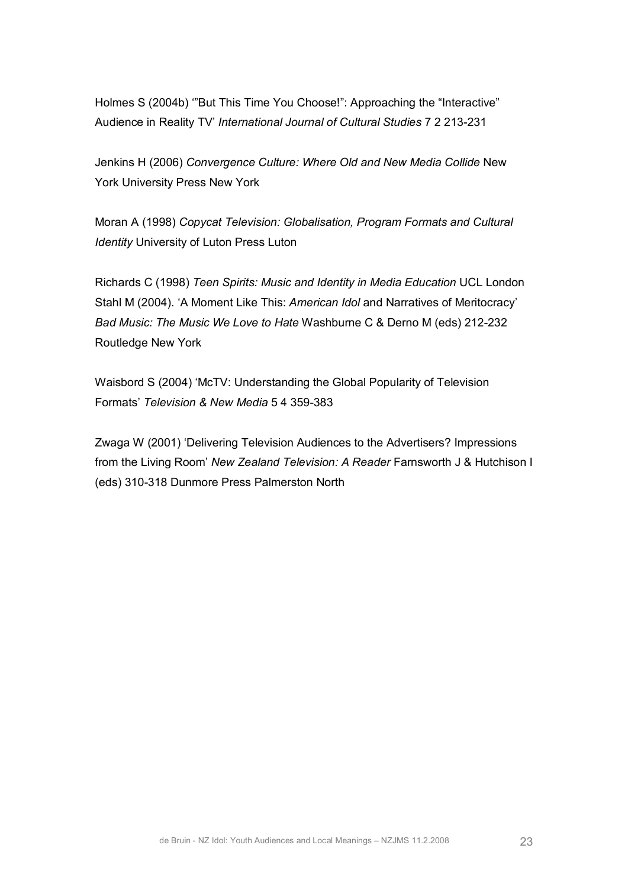Holmes S (2004b) '"But This Time You Choose!": Approaching the "Interactive" Audience in Reality TV' *International Journal of Cultural Studies* 7 2 213-231

Jenkins H (2006) *Convergence Culture: Where Old and New Media Collide* New York University Press New York

Moran A (1998) *Copycat Television: Globalisation, Program Formats and Cultural Identity* University of Luton Press Luton

Richards C (1998) *Teen Spirits: Music and Identity in Media Education* UCL London

Stahl M (2004). 'A Moment Like This: *American Idol* and Narratives of Meritocracy' *Bad Music: The Music We Love to Hate* Washburne C & Derno M (eds) 212-232 Routledge New York

Waisbord S (2004) 'McTV: Understanding the Global Popularity of Television Formats' *Television & New Media* 5 4 359-383

Zwaga W (2001) 'Delivering Television Audiences to the Advertisers? Impressions from the Living Room' *New Zealand Television: A Reader* Farnsworth J & Hutchison I (eds) 310-318 Dunmore Press Palmerston North